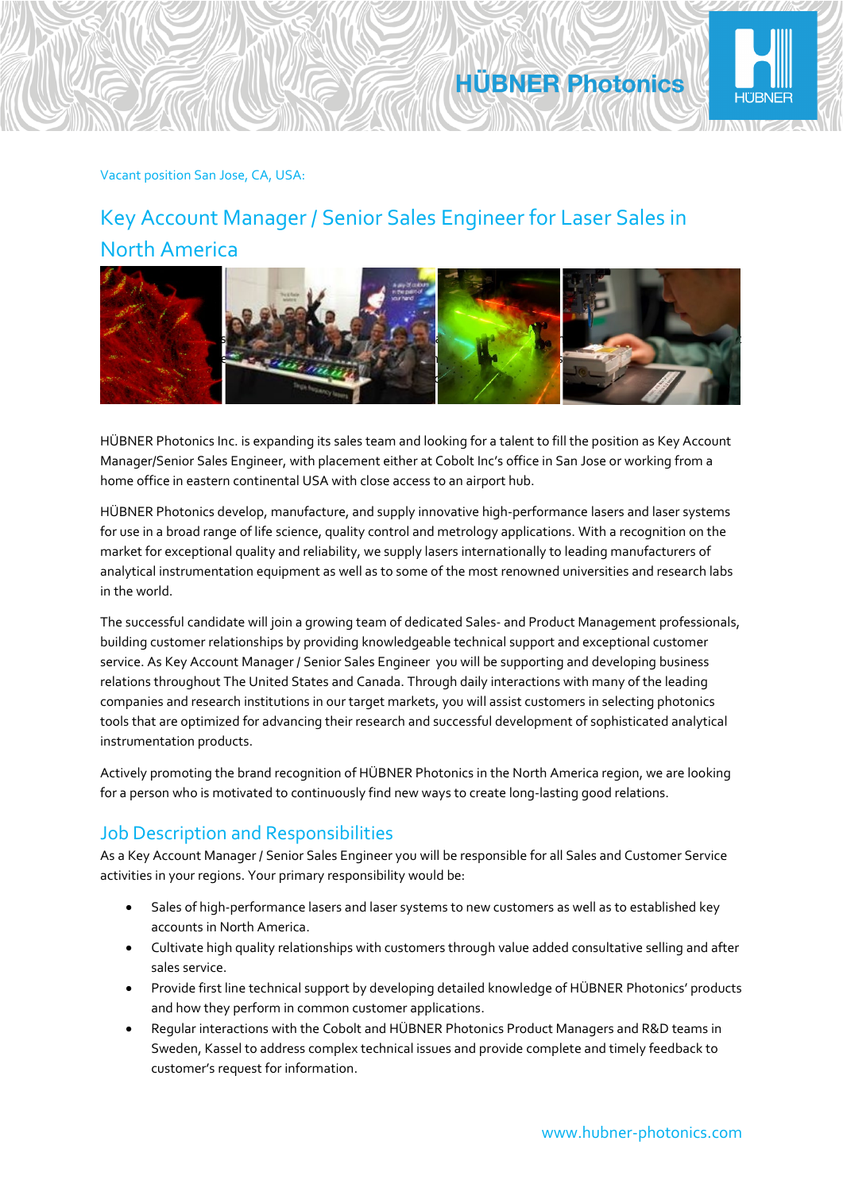Vacant position San Jose, CA, USA:

# Key Account Manager / Senior Sales Engineer for Laser Sales in North America

HÜBNER Photonics Inc. is expanding its sales team and looking for a talent to fill the position as Key Account Manager/Senior Sales Engineer, with placement either at Cobolt Inc's office in San Jose or working from a home office in eastern continental USA with close access to an airport hub.

HÜBNER Photonics develop, manufacture, and supply innovative high-performance lasers and laser systems for use in a broad range of life science, quality control and metrology applications. With a recognition on the market for exceptional quality and reliability, we supply lasers internationally to leading manufacturers of analytical instrumentation equipment as well as to some of the most renowned universities and research labs in the world.

The successful candidate will join a growing team of dedicated Sales- and Product Management professionals, building customer relationships by providing knowledgeable technical support and exceptional customer service. As Key Account Manager / Senior Sales Engineer you will be supporting and developing business relations throughout The United States and Canada. Through daily interactions with many of the leading companies and research institutions in our target markets, you will assist customers in selecting photonics tools that are optimized for advancing their research and successful development of sophisticated analytical instrumentation products.

Actively promoting the brand recognition of HÜBNER Photonics in the North America region, we are looking for a person who is motivated to continuously find new ways to create long-lasting good relations.

## Job Description and Responsibilities

As a Key Account Manager / Senior Sales Engineer you will be responsible for all Sales and Customer Service activities in your regions. Your primary responsibility would be:

- Sales of high-performance lasers and laser systems to new customers as well as to established key accounts in North America.
- Cultivate high quality relationships with customers through value added consultative selling and after sales service.
- Provide first line technical support by developing detailed knowledge of HÜBNER Photonics' products and how they perform in common customer applications.
- Regular interactions with the Cobolt and HÜBNER Photonics Product Managers and R&D teams in Sweden, Kassel to address complex technical issues and provide complete and timely feedback to customer's request for information.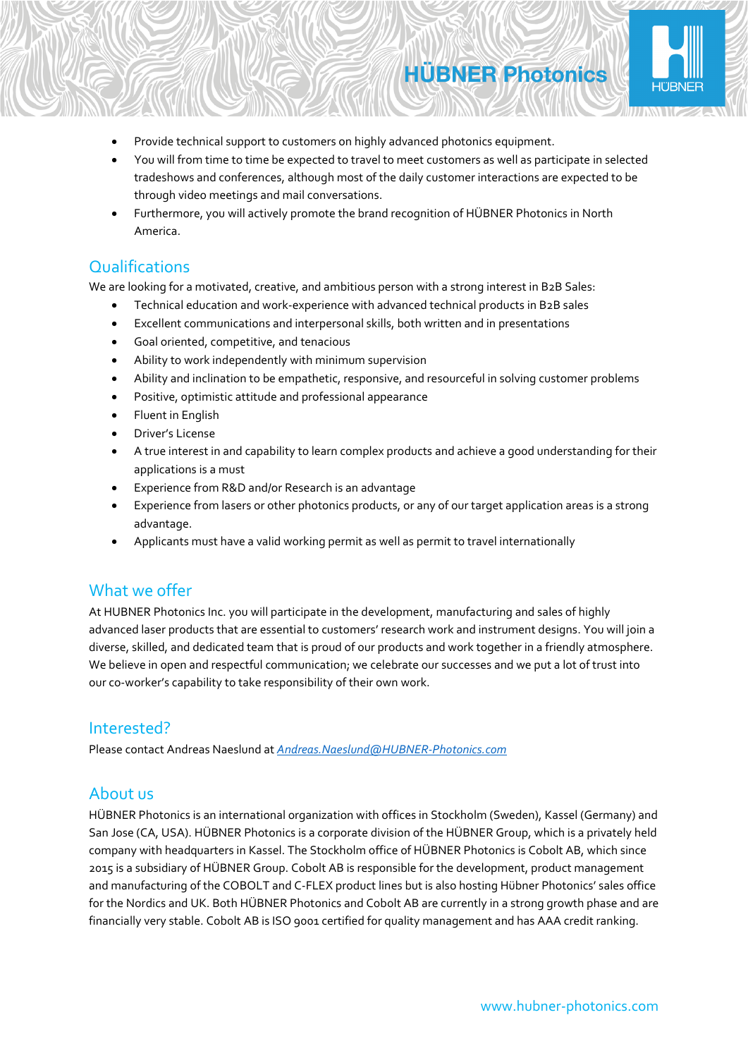- Provide technical support to customers on highly advanced photonics equipment.
- You will from time to time be expected to travel to meet customers as well as participate in selected tradeshows and conferences, although most of the daily customer interactions are expected to be through video meetings and mail conversations.
- Furthermore, you will actively promote the brand recognition of HÜBNER Photonics in North America.

## Qualifications

We are looking for a motivated, creative, and ambitious person with a strong interest in B2B Sales:

- Technical education and work-experience with advanced technical products in B2B sales
- Excellent communications and interpersonal skills, both written and in presentations
- Goal oriented, competitive, and tenacious
- Ability to work independently with minimum supervision
- Ability and inclination to be empathetic, responsive, and resourceful in solving customer problems
- Positive, optimistic attitude and professional appearance
- Fluent in English
- Driver's License
- A true interest in and capability to learn complex products and achieve a good understanding for their applications is a must
- Experience from R&D and/or Research is an advantage
- Experience from lasers or other photonics products, or any of our target application areas is a strong advantage.
- Applicants must have a valid working permit as well as permit to travel internationally

## What we offer

At HUBNER Photonics Inc. you will participate in the development, manufacturing and sales of highly advanced laser products that are essential to customers' research work and instrument designs. You will join a diverse, skilled, and dedicated team that is proud of our products and work together in a friendly atmosphere. We believe in open and respectful communication; we celebrate our successes and we put a lot of trust into our co-worker's capability to take responsibility of their own work.

## Interested?

Please contact Andreas Naeslund at *Andreas.Naeslund@HUBNER-Photonics.com*

## About us

HÜBNER Photonics is an international organization with offices in Stockholm (Sweden), Kassel (Germany) and San Jose (CA, USA). HÜBNER Photonics is a corporate division of the HÜBNER Group, which is a privately held company with headquarters in Kassel. The Stockholm office of HÜBNER Photonics is Cobolt AB, which since 2015 is a subsidiary of HÜBNER Group. Cobolt AB is responsible for the development, product management and manufacturing of the COBOLT and C-FLEX product lines but is also hosting Hübner Photonics' sales office for the Nordics and UK. Both HÜBNER Photonics and Cobolt AB are currently in a strong growth phase and are financially very stable. Cobolt AB is ISO 9001 certified for quality management and has AAA credit ranking.